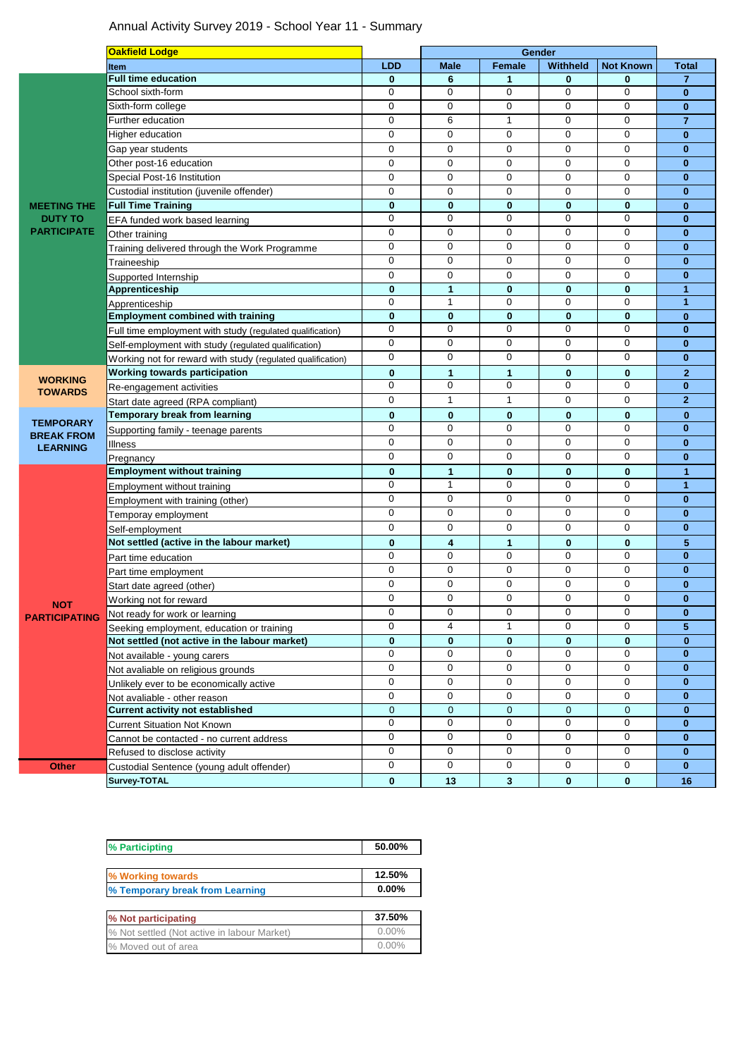# Annual Activity Survey 2019 - School Year 11 - Summary

| | Oakfield Lodge | | Gender | | | | |
|---|---|---|---|---|---|---|---|
| | **Item** | **LDD** | **Male** | **Female** | **Withheld** | **Not Known** | **Total** |
| MEETING THE DUTY TO PARTICIPATE | **Full time education** | **0** | **6** | **1** | **0** | **0** | **7** |
| | School sixth-form | 0 | 0 | 0 | 0 | 0 | **0** |
| | Sixth-form college | 0 | 0 | 0 | 0 | 0 | **0** |
| | Further education | 0 | 6 | 1 | 0 | 0 | **7** |
| | Higher education | 0 | 0 | 0 | 0 | 0 | **0** |
| | Gap year students | 0 | 0 | 0 | 0 | 0 | **0** |
| | Other post-16 education | 0 | 0 | 0 | 0 | 0 | **0** |
| | Special Post-16 Institution | 0 | 0 | 0 | 0 | 0 | **0** |
| | Custodial institution (juvenile offender) | 0 | 0 | 0 | 0 | 0 | **0** |
| | **Full Time Training** | **0** | **0** | **0** | **0** | **0** | **0** |
| | EFA funded work based learning | 0 | 0 | 0 | 0 | 0 | **0** |
| | Other training | 0 | 0 | 0 | 0 | 0 | **0** |
| | Training delivered through the Work Programme | 0 | 0 | 0 | 0 | 0 | **0** |
| | Traineeship | 0 | 0 | 0 | 0 | 0 | **0** |
| | Supported Internship | 0 | 0 | 0 | 0 | 0 | **0** |
| | **Apprenticeship** | **0** | **1** | **0** | **0** | **0** | **1** |
| | Apprenticeship | 0 | 1 | 0 | 0 | 0 | **1** |
| | **Employment combined with training** | **0** | **0** | **0** | **0** | **0** | **0** |
| | Full time employment with study (regulated qualification) | 0 | 0 | 0 | 0 | 0 | **0** |
| | Self-employment with study (regulated qualification) | 0 | 0 | 0 | 0 | 0 | **0** |
| | Working not for reward with study (regulated qualification) | 0 | 0 | 0 | 0 | 0 | **0** |
| WORKING TOWARDS | **Working towards participation** | **0** | **1** | **1** | **0** | **0** | **2** |
| | Re-engagement activities | 0 | 0 | 0 | 0 | 0 | **0** |
| | Start date agreed (RPA compliant) | 0 | 1 | 1 | 0 | 0 | **2** |
| TEMPORARY BREAK FROM LEARNING | **Temporary break from learning** | **0** | **0** | **0** | **0** | **0** | **0** |
| | Supporting family - teenage parents | 0 | 0 | 0 | 0 | 0 | **0** |
| | Illness | 0 | 0 | 0 | 0 | 0 | **0** |
| | Pregnancy | 0 | 0 | 0 | 0 | 0 | **0** |
| NOT PARTICIPATING | **Employment without training** | **0** | **1** | **0** | **0** | **0** | **1** |
| | Employment without training | 0 | 1 | 0 | 0 | 0 | **1** |
| | Employment with training (other) | 0 | 0 | 0 | 0 | 0 | **0** |
| | Temporay employment | 0 | 0 | 0 | 0 | 0 | **0** |
| | Self-employment | 0 | 0 | 0 | 0 | 0 | **0** |
| | **Not settled (active in the labour market)** | **0** | **4** | **1** | **0** | **0** | **5** |
| | Part time education | 0 | 0 | 0 | 0 | 0 | **0** |
| | Part time employment | 0 | 0 | 0 | 0 | 0 | **0** |
| | Start date agreed (other) | 0 | 0 | 0 | 0 | 0 | **0** |
| | Working not for reward | 0 | 0 | 0 | 0 | 0 | **0** |
| | Not ready for work or learning | 0 | 0 | 0 | 0 | 0 | **0** |
| | Seeking employment, education or training | 0 | 4 | 1 | 0 | 0 | **5** |
| | **Not settled (not active in the labour market)** | **0** | **0** | **0** | **0** | **0** | **0** |
| | Not available - young carers | 0 | 0 | 0 | 0 | 0 | **0** |
| | Not avaliable on religious grounds | 0 | 0 | 0 | 0 | 0 | **0** |
| | Unlikely ever to be economically active | 0 | 0 | 0 | 0 | 0 | **0** |
| | Not avaliable - other reason | 0 | 0 | 0 | 0 | 0 | **0** |
| | **Current activity not established** | 0 | 0 | 0 | 0 | 0 | **0** |
| | Current Situation Not Known | 0 | 0 | 0 | 0 | 0 | **0** |
| | Cannot be contacted - no current address | 0 | 0 | 0 | 0 | 0 | **0** |
| | Refused to disclose activity | 0 | 0 | 0 | 0 | 0 | **0** |
| Other | Custodial Sentence (young adult offender) | 0 | 0 | 0 | 0 | 0 | **0** |
| | **Survey-TOTAL** | **0** | **13** | **3** | **0** | **0** | **16** |

| | |
|---|---|
| **% Participating** | **50.00%** |

| | |
|---|---|
| **% Working towards** | **12.50%** |
| **% Temporary break from Learning** | **0.00%** |

| | |
|---|---|
| **% Not participating** | **37.50%** |
| % Not settled (Not active in labour Market) | 0.00% |
| % Moved out of area | 0.00% |